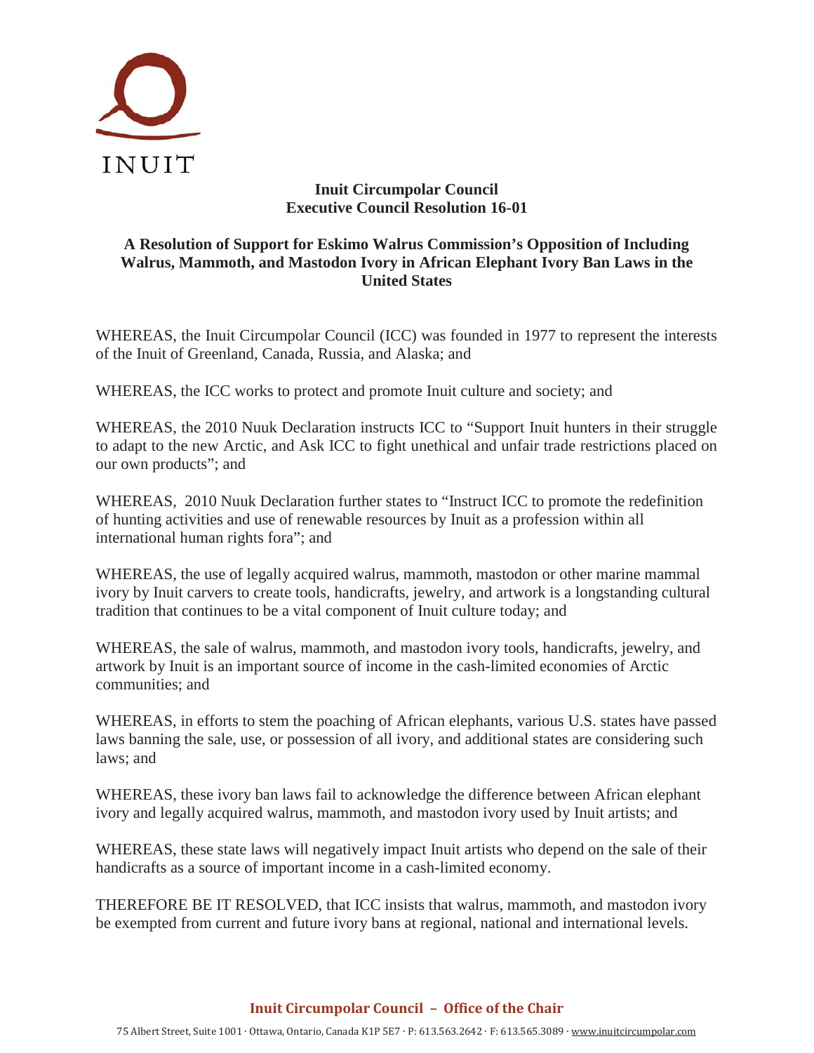INUIT

**Inuit Circumpolar Council**
**Executive Council Resolution 16-01**

**A Resolution of Support for Eskimo Walrus Commission's Opposition of Including Walrus, Mammoth, and Mastodon Ivory in African Elephant Ivory Ban Laws in the United States**

WHEREAS, the Inuit Circumpolar Council (ICC) was founded in 1977 to represent the interests of the Inuit of Greenland, Canada, Russia, and Alaska; and

WHEREAS, the ICC works to protect and promote Inuit culture and society; and

WHEREAS, the 2010 Nuuk Declaration instructs ICC to "Support Inuit hunters in their struggle to adapt to the new Arctic, and Ask ICC to fight unethical and unfair trade restrictions placed on our own products"; and

WHEREAS, 2010 Nuuk Declaration further states to "Instruct ICC to promote the redefinition of hunting activities and use of renewable resources by Inuit as a profession within all international human rights fora"; and

WHEREAS, the use of legally acquired walrus, mammoth, mastodon or other marine mammal ivory by Inuit carvers to create tools, handicrafts, jewelry, and artwork is a longstanding cultural tradition that continues to be a vital component of Inuit culture today; and

WHEREAS, the sale of walrus, mammoth, and mastodon ivory tools, handicrafts, jewelry, and artwork by Inuit is an important source of income in the cash-limited economies of Arctic communities; and

WHEREAS, in efforts to stem the poaching of African elephants, various U.S. states have passed laws banning the sale, use, or possession of all ivory, and additional states are considering such laws; and

WHEREAS, these ivory ban laws fail to acknowledge the difference between African elephant ivory and legally acquired walrus, mammoth, and mastodon ivory used by Inuit artists; and

WHEREAS, these state laws will negatively impact Inuit artists who depend on the sale of their handicrafts as a source of important income in a cash-limited economy.

THEREFORE BE IT RESOLVED, that ICC insists that walrus, mammoth, and mastodon ivory be exempted from current and future ivory bans at regional, national and international levels.

**Inuit Circumpolar Council – Office of the Chair**

75 Albert Street, Suite 1001 · Ottawa, Ontario, Canada K1P 5E7 · P: 613.563.2642 · F: 613.565.3089 · www.inuitcircumpolar.com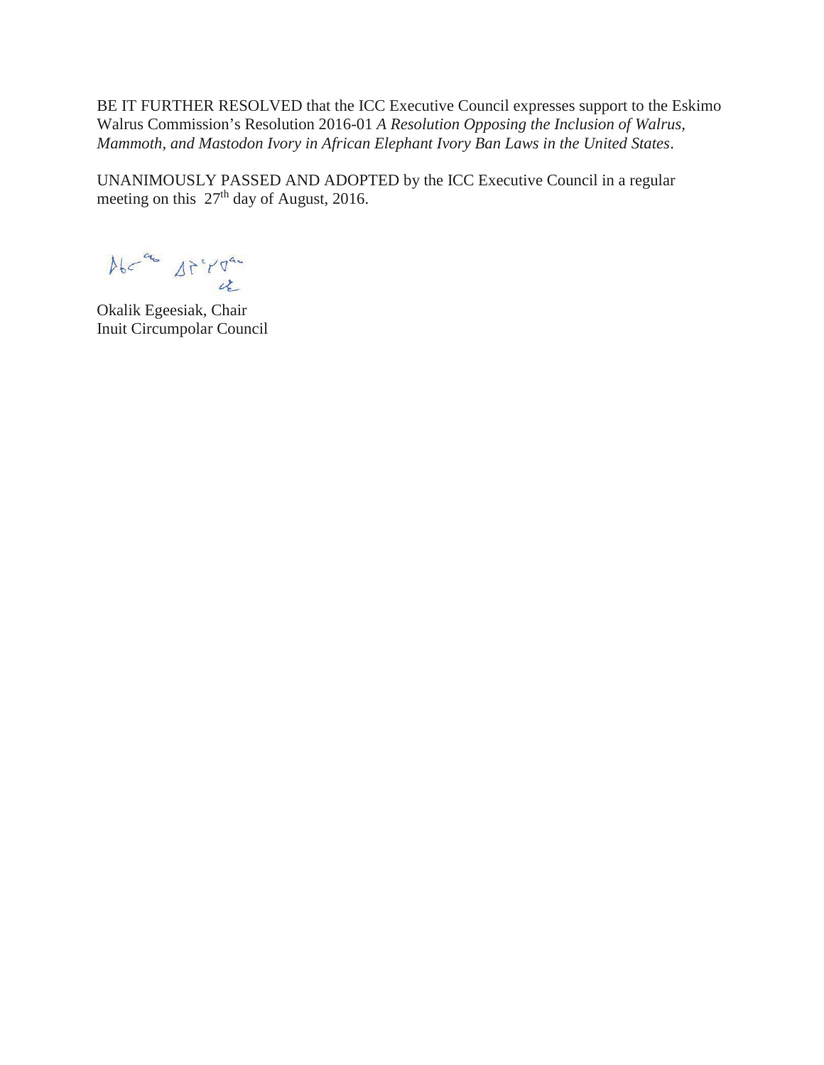BE IT FURTHER RESOLVED that the ICC Executive Council expresses support to the Eskimo Walrus Commission's Resolution 2016-01 *A Resolution Opposing the Inclusion of Walrus, Mammoth, and Mastodon Ivory in African Elephant Ivory Ban Laws in the United States*.

UNANIMOUSLY PASSED AND ADOPTED by the ICC Executive Council in a regular meeting on this 27th day of August, 2016.

Okalik Egeesiak, Chair
Inuit Circumpolar Council